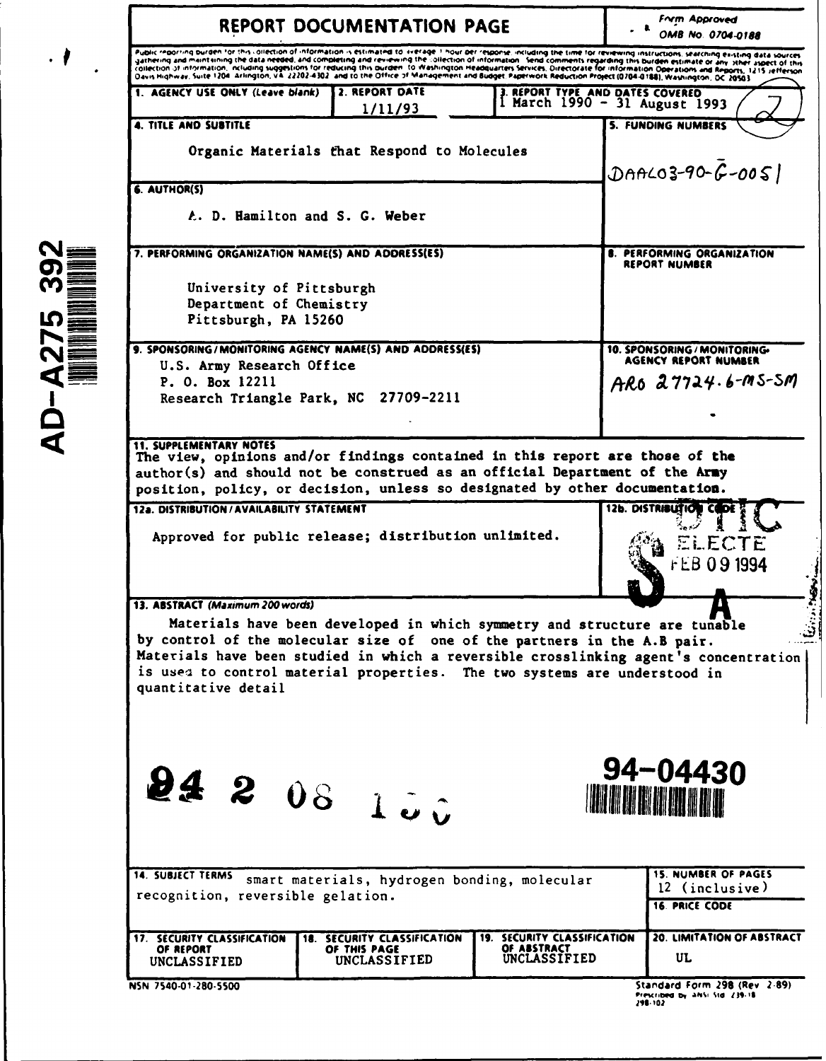AD-A275 392

# REPORT DOCUMENTATION PAGE

Form Approved
OMB No. 0704-0188

Public reporting burden for this collection of information is estimated to average 1 hour per response, including the time for reviewing instructions, searching existing data sources, gathering and maintaining the data needed, and completing and reviewing the collection of information. Send comments regarding this burden estimate or any other aspect of this collection of information, including suggestions for reducing this burden to Washington Headquarters Services, Directorate for Information Operations and Reports, 1215 Jefferson Davis Highway, Suite 1204, Arlington, VA 22202-4302 and to the Office of Management and Budget, Paperwork Reduction Project (0704-0188), Washington, DC 20503.

| 1. AGENCY USE ONLY (Leave blank) | 2. REPORT DATE | 3. REPORT TYPE AND DATES COVERED |
|---|---|---|
| | 1/11/93 | 1 March 1990 - 31 August 1993 |

**4. TITLE AND SUBTITLE**

Organic Materials that Respond to Molecules

**5. FUNDING NUMBERS**

DAAL03-90-G-0051

**6. AUTHOR(S)**

A. D. Hamilton and S. G. Weber

**7. PERFORMING ORGANIZATION NAME(S) AND ADDRESS(ES)**

University of Pittsburgh
Department of Chemistry
Pittsburgh, PA 15260

**8. PERFORMING ORGANIZATION REPORT NUMBER**

**9. SPONSORING/MONITORING AGENCY NAME(S) AND ADDRESS(ES)**

U.S. Army Research Office
P. O. Box 12211
Research Triangle Park, NC 27709-2211

**10. SPONSORING/MONITORING AGENCY REPORT NUMBER**

ARO 27724.6-MS-SM

**11. SUPPLEMENTARY NOTES**

The view, opinions and/or findings contained in this report are those of the author(s) and should not be construed as an official Department of the Army position, policy, or decision, unless so designated by other documentation.

**12a. DISTRIBUTION/AVAILABILITY STATEMENT**

Approved for public release; distribution unlimited.

**12b. DISTRIBUTION CODE**

DTIC ELECTE FEB 09 1994

**13. ABSTRACT** *(Maximum 200 words)*

Materials have been developed in which symmetry and structure are tunable by control of the molecular size of one of the partners in the A.B pair. Materials have been studied in which a reversible crosslinking agent's concentration is used to control material properties. The two systems are understood in quantitative detail

94 2 08 150

94-04430

**14. SUBJECT TERMS**

smart materials, hydrogen bonding, molecular recognition, reversible gelation.

**15. NUMBER OF PAGES**

12 (inclusive)

**16. PRICE CODE**

| 17. SECURITY CLASSIFICATION OF REPORT | 18. SECURITY CLASSIFICATION OF THIS PAGE | 19. SECURITY CLASSIFICATION OF ABSTRACT | 20. LIMITATION OF ABSTRACT |
|---|---|---|---|
| UNCLASSIFIED | UNCLASSIFIED | UNCLASSIFIED | UL |

NSN 7540-01-280-5500

Standard Form 298 (Rev 2-89)
Prescribed by ANSI Std Z39-18
298-102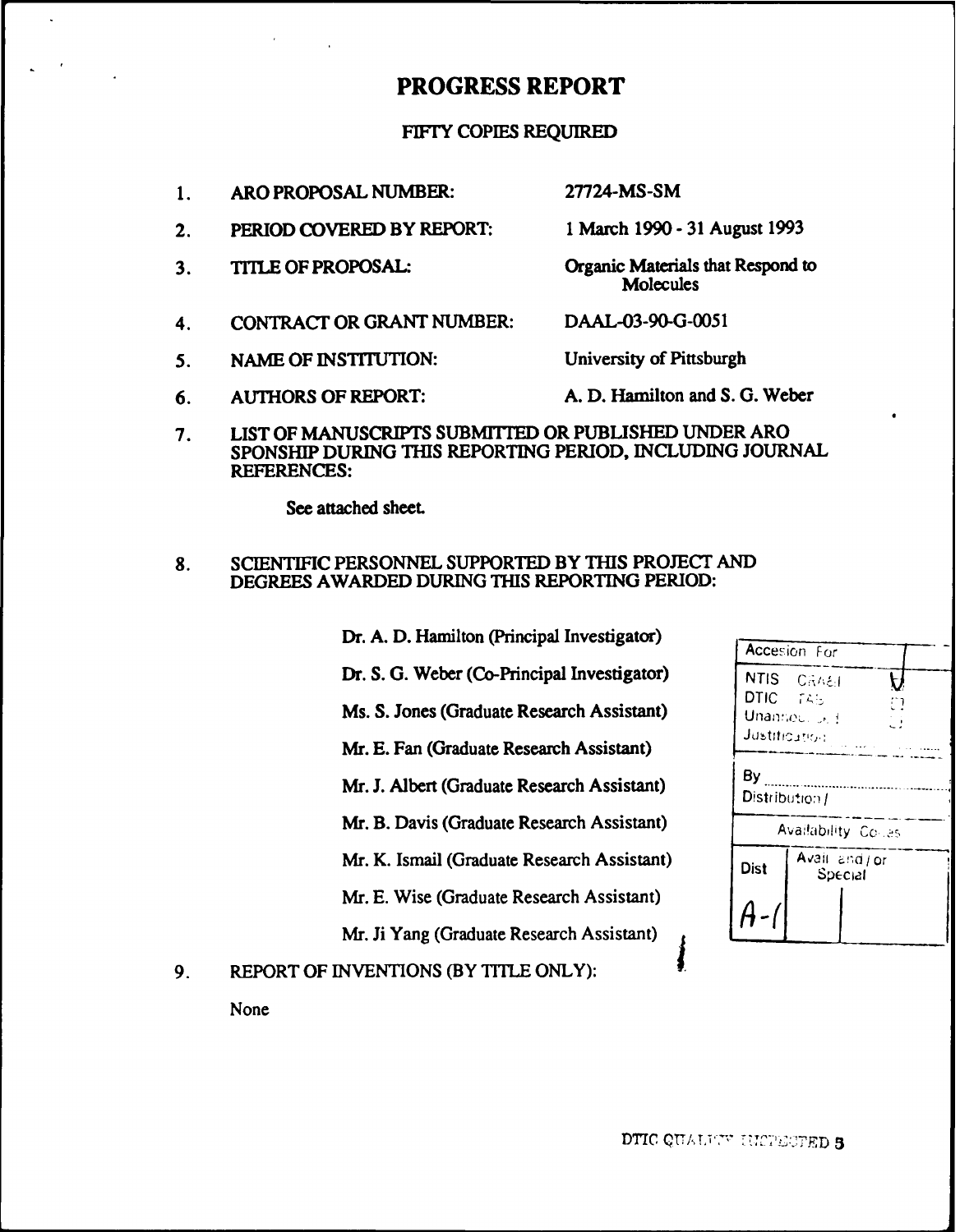# PROGRESS REPORT

FIFTY COPIES REQUIRED

1. ARO PROPOSAL NUMBER: 27724-MS-SM
2. PERIOD COVERED BY REPORT: 1 March 1990 - 31 August 1993
3. TITLE OF PROPOSAL: Organic Materials that Respond to Molecules
4. CONTRACT OR GRANT NUMBER: DAAL-03-90-G-0051
5. NAME OF INSTITUTION: University of Pittsburgh
6. AUTHORS OF REPORT: A. D. Hamilton and S. G. Weber
7. LIST OF MANUSCRIPTS SUBMITTED OR PUBLISHED UNDER ARO SPONSHIP DURING THIS REPORTING PERIOD, INCLUDING JOURNAL REFERENCES:

   See attached sheet.

8. SCIENTIFIC PERSONNEL SUPPORTED BY THIS PROJECT AND DEGREES AWARDED DURING THIS REPORTING PERIOD:

   Dr. A. D. Hamilton (Principal Investigator)

   Dr. S. G. Weber (Co-Principal Investigator)

   Ms. S. Jones (Graduate Research Assistant)

   Mr. E. Fan (Graduate Research Assistant)

   Mr. J. Albert (Graduate Research Assistant)

   Mr. B. Davis (Graduate Research Assistant)

   Mr. K. Ismail (Graduate Research Assistant)

   Mr. E. Wise (Graduate Research Assistant)

   Mr. Ji Yang (Graduate Research Assistant)

9. REPORT OF INVENTIONS (BY TITLE ONLY):

   None

| Accesion For | |
|---|---|
| NTIS CRA&I | ✓ |
| DTIC TAB | ☐ |
| Unannounced | ☐ |
| Justification | |
| By | |
| Distribution / | |
| Availability Codes | |
| Dist | Avail and / or Special |
| A-1 | |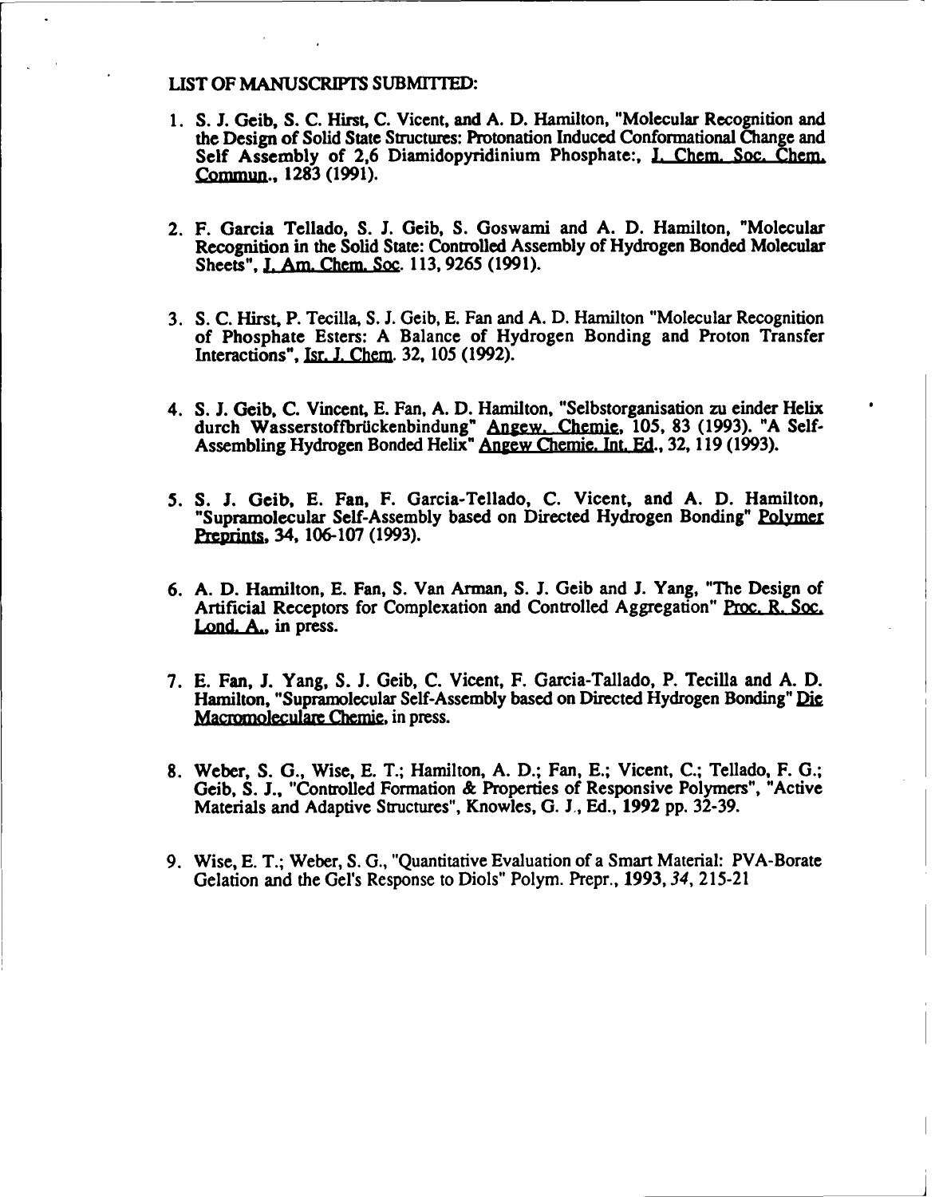LIST OF MANUSCRIPTS SUBMITTED:

1. S. J. Geib, S. C. Hirst, C. Vicent, and A. D. Hamilton, "Molecular Recognition and the Design of Solid State Structures: Protonation Induced Conformational Change and Self Assembly of 2,6 Diamidopyridinium Phosphate:, J. Chem. Soc. Chem. Commun., 1283 (1991).

2. F. Garcia Tellado, S. J. Geib, S. Goswami and A. D. Hamilton, "Molecular Recognition in the Solid State: Controlled Assembly of Hydrogen Bonded Molecular Sheets", J. Am. Chem. Soc. 113, 9265 (1991).

3. S. C. Hirst, P. Tecilla, S. J. Geib, E. Fan and A. D. Hamilton "Molecular Recognition of Phosphate Esters: A Balance of Hydrogen Bonding and Proton Transfer Interactions", Isr. J. Chem. 32, 105 (1992).

4. S. J. Geib, C. Vincent, E. Fan, A. D. Hamilton, "Selbstorganisation zu einder Helix durch Wasserstoffbrückenbindung" Angew. Chemie, 105, 83 (1993). "A Self-Assembling Hydrogen Bonded Helix" Angew Chemie. Int. Ed., 32, 119 (1993).

5. S. J. Geib, E. Fan, F. Garcia-Tellado, C. Vicent, and A. D. Hamilton, "Supramolecular Self-Assembly based on Directed Hydrogen Bonding" Polymer Preprints, 34, 106-107 (1993).

6. A. D. Hamilton, E. Fan, S. Van Arman, S. J. Geib and J. Yang, "The Design of Artificial Receptors for Complexation and Controlled Aggregation" Proc. R. Soc. Lond. A., in press.

7. E. Fan, J. Yang, S. J. Geib, C. Vicent, F. Garcia-Tallado, P. Tecilla and A. D. Hamilton, "Supramolecular Self-Assembly based on Directed Hydrogen Bonding" Die Macromoleculare Chemie, in press.

8. Weber, S. G., Wise, E. T.; Hamilton, A. D.; Fan, E.; Vicent, C.; Tellado, F. G.; Geib, S. J., "Controlled Formation & Properties of Responsive Polymers", "Active Materials and Adaptive Structures", Knowles, G. J., Ed., **1992** pp. 32-39.

9. Wise, E. T.; Weber, S. G., "Quantitative Evaluation of a Smart Material: PVA-Borate Gelation and the Gel's Response to Diols" Polym. Prepr., **1993**, *34*, 215-21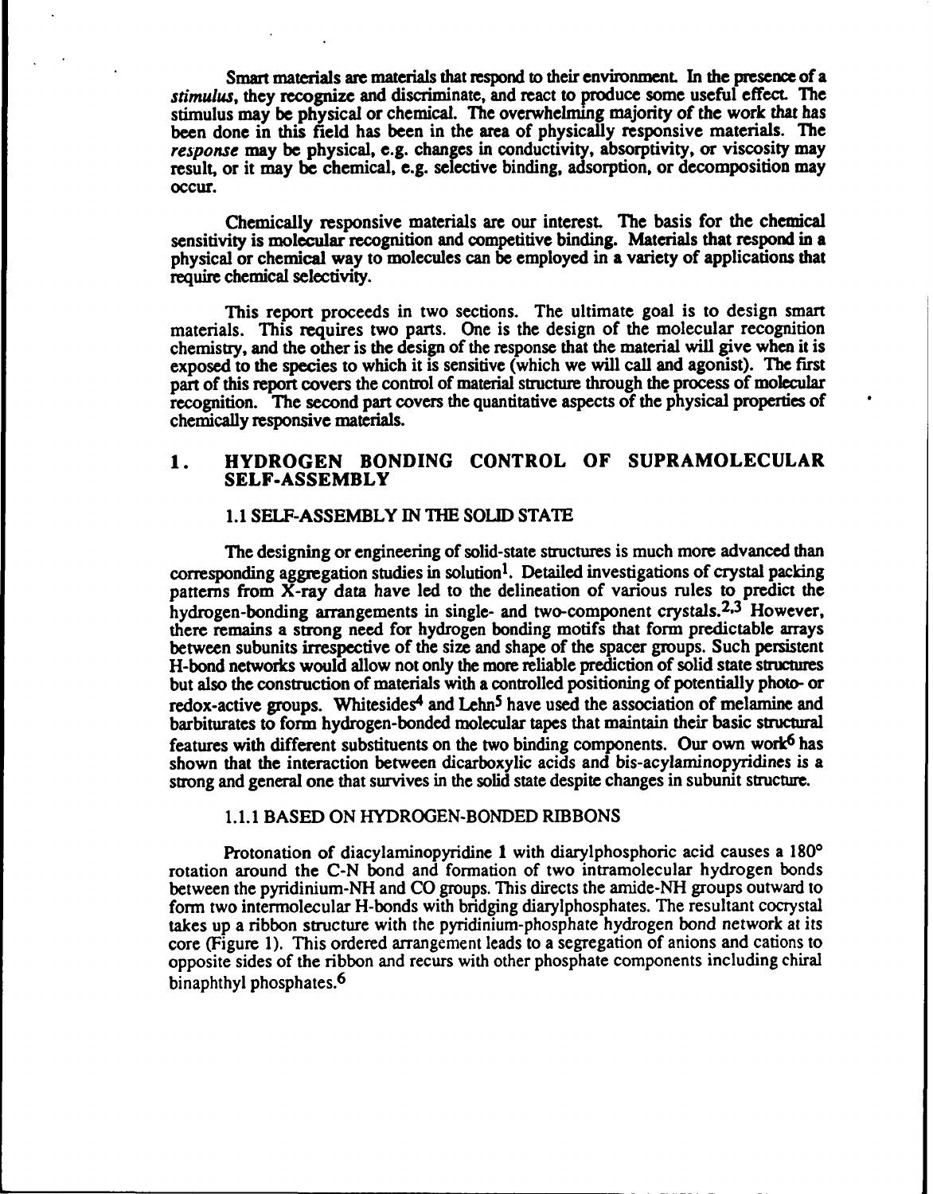Smart materials are materials that respond to their environment. In the presence of a *stimulus*, they recognize and discriminate, and react to produce some useful effect. The stimulus may be physical or chemical. The overwhelming majority of the work that has been done in this field has been in the area of physically responsive materials. The *response* may be physical, e.g. changes in conductivity, absorptivity, or viscosity may result, or it may be chemical, e.g. selective binding, adsorption, or decomposition may occur.

Chemically responsive materials are our interest. The basis for the chemical sensitivity is molecular recognition and competitive binding. Materials that respond in a physical or chemical way to molecules can be employed in a variety of applications that require chemical selectivity.

This report proceeds in two sections. The ultimate goal is to design smart materials. This requires two parts. One is the design of the molecular recognition chemistry, and the other is the design of the response that the material will give when it is exposed to the species to which it is sensitive (which we will call and agonist). The first part of this report covers the control of material structure through the process of molecular recognition. The second part covers the quantitative aspects of the physical properties of chemically responsive materials.

# 1. HYDROGEN BONDING CONTROL OF SUPRAMOLECULAR SELF-ASSEMBLY

## 1.1 SELF-ASSEMBLY IN THE SOLID STATE

The designing or engineering of solid-state structures is much more advanced than corresponding aggregation studies in solution[1]. Detailed investigations of crystal packing patterns from X-ray data have led to the delineation of various rules to predict the hydrogen-bonding arrangements in single- and two-component crystals.[2,3] However, there remains a strong need for hydrogen bonding motifs that form predictable arrays between subunits irrespective of the size and shape of the spacer groups. Such persistent H-bond networks would allow not only the more reliable prediction of solid state structures but also the construction of materials with a controlled positioning of potentially photo- or redox-active groups. Whitesides[4] and Lehn[5] have used the association of melamine and barbiturates to form hydrogen-bonded molecular tapes that maintain their basic structural features with different substituents on the two binding components. Our own work[6] has shown that the interaction between dicarboxylic acids and bis-acylaminopyridines is a strong and general one that survives in the solid state despite changes in subunit structure.

### 1.1.1 BASED ON HYDROGEN-BONDED RIBBONS

Protonation of diacylaminopyridine **1** with diarylphosphoric acid causes a 180° rotation around the C-N bond and formation of two intramolecular hydrogen bonds between the pyridinium-NH and CO groups. This directs the amide-NH groups outward to form two intermolecular H-bonds with bridging diarylphosphates. The resultant cocrystal takes up a ribbon structure with the pyridinium-phosphate hydrogen bond network at its core (Figure 1). This ordered arrangement leads to a segregation of anions and cations to opposite sides of the ribbon and recurs with other phosphate components including chiral binaphthyl phosphates.[6]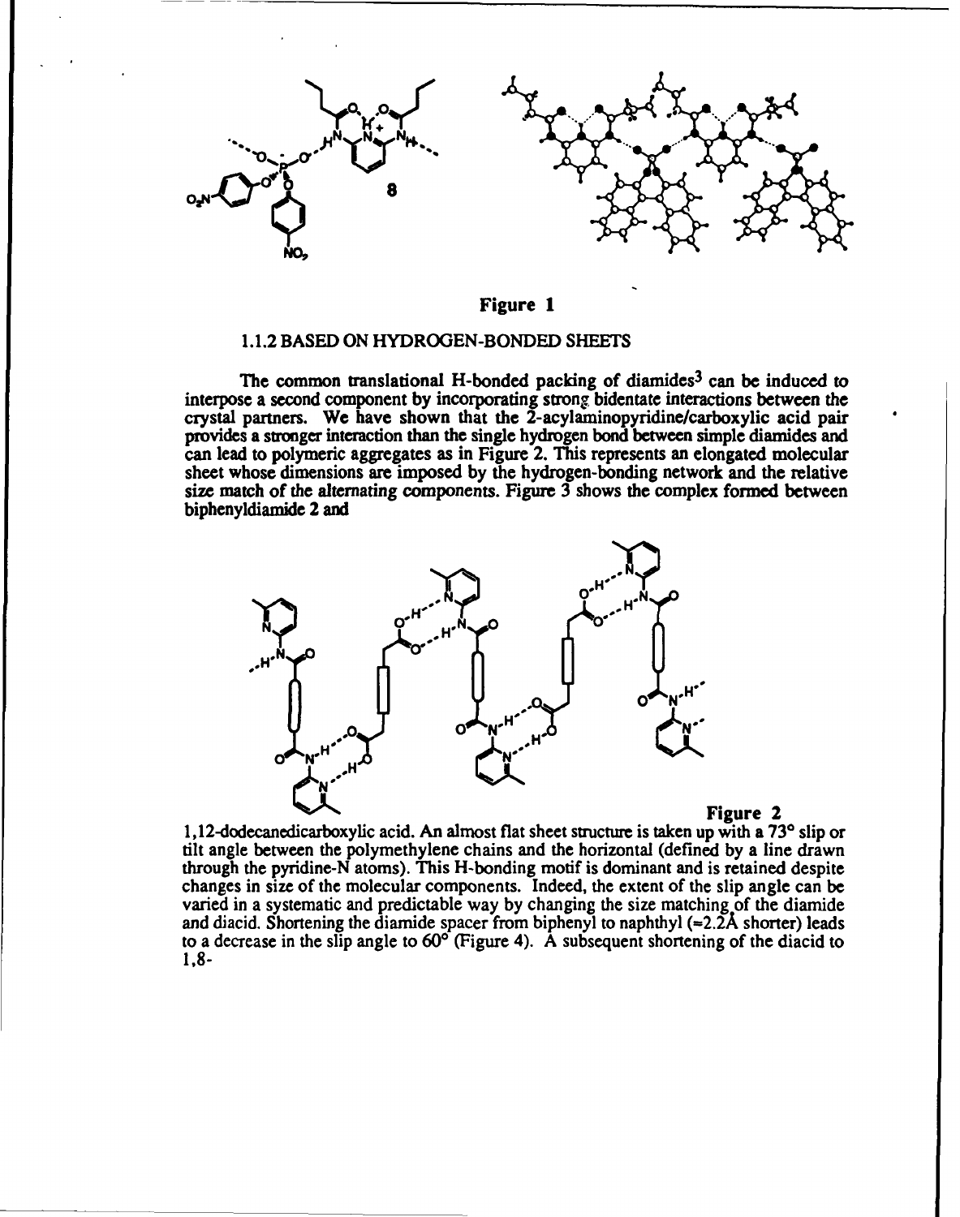Figure 1

### 1.1.2 BASED ON HYDROGEN-BONDED SHEETS

The common translational H-bonded packing of diamides[3] can be induced to interpose a second component by incorporating strong bidentate interactions between the crystal partners. We have shown that the 2-acylaminopyridine/carboxylic acid pair provides a stronger interaction than the single hydrogen bond between simple diamides and can lead to polymeric aggregates as in Figure 2. This represents an elongated molecular sheet whose dimensions are imposed by the hydrogen-bonding network and the relative size match of the alternating components. Figure 3 shows the complex formed between biphenyldiamide **2** and

Figure 2

1,12-dodecanedicarboxylic acid. An almost flat sheet structure is taken up with a 73° slip or tilt angle between the polymethylene chains and the horizontal (defined by a line drawn through the pyridine-N atoms). This H-bonding motif is dominant and is retained despite changes in size of the molecular components. Indeed, the extent of the slip angle can be varied in a systematic and predictable way by changing the size matching of the diamide and diacid. Shortening the diamide spacer from biphenyl to naphthyl (≈2.2Å shorter) leads to a decrease in the slip angle to 60° (Figure 4). A subsequent shortening of the diacid to 1,8-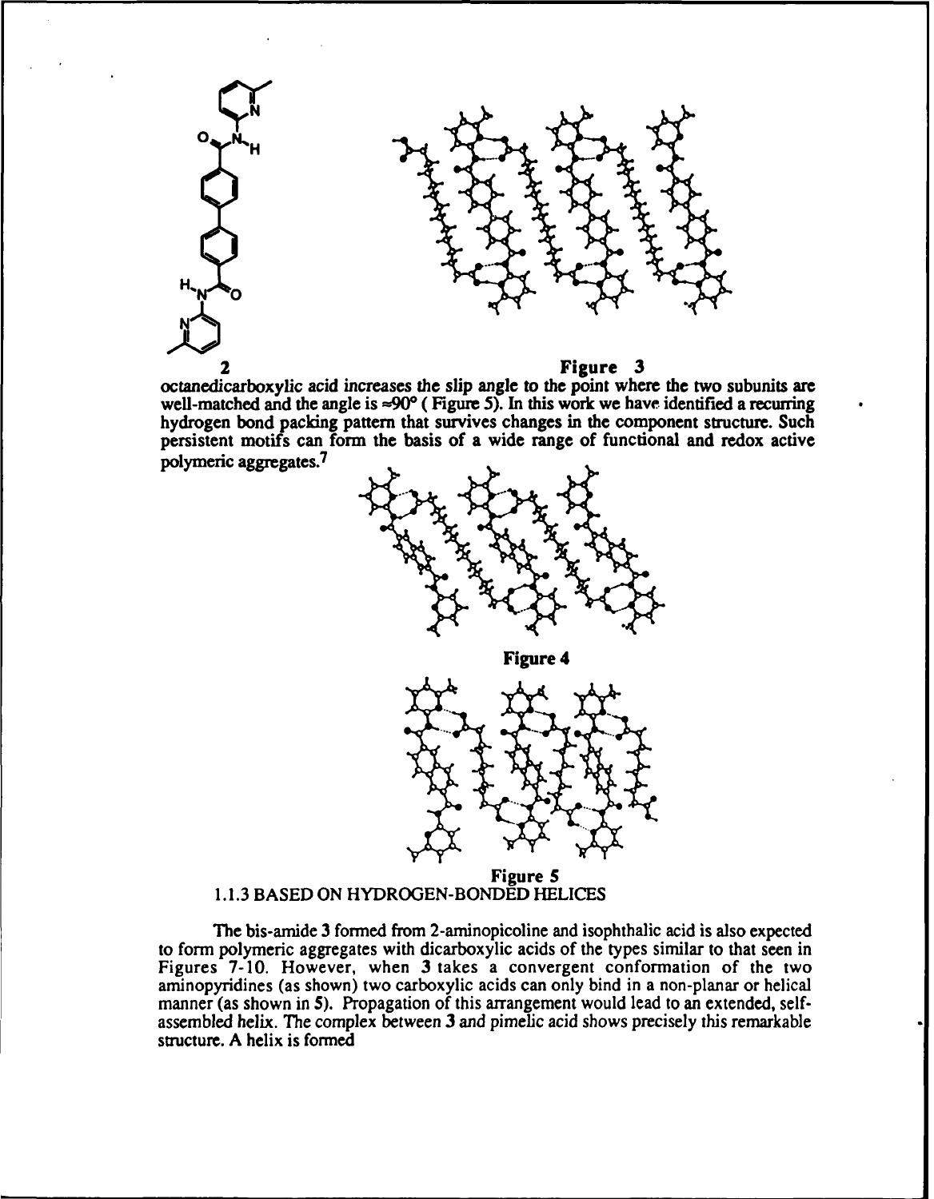2

Figure 3

octanedicarboxylic acid increases the slip angle to the point where the two subunits are well-matched and the angle is ≈90° ( Figure 5). In this work we have identified a recurring hydrogen bond packing pattern that survives changes in the component structure. Such persistent motifs can form the basis of a wide range of functional and redox active polymeric aggregates.[7]

Figure 4

Figure 5

### 1.1.3 BASED ON HYDROGEN-BONDED HELICES

The bis-amide 3 formed from 2-aminopicoline and isophthalic acid is also expected to form polymeric aggregates with dicarboxylic acids of the types similar to that seen in Figures 7-10. However, when 3 takes a convergent conformation of the two aminopyridines (as shown) two carboxylic acids can only bind in a non-planar or helical manner (as shown in 5). Propagation of this arrangement would lead to an extended, self-assembled helix. The complex between 3 and pimelic acid shows precisely this remarkable structure. A helix is formed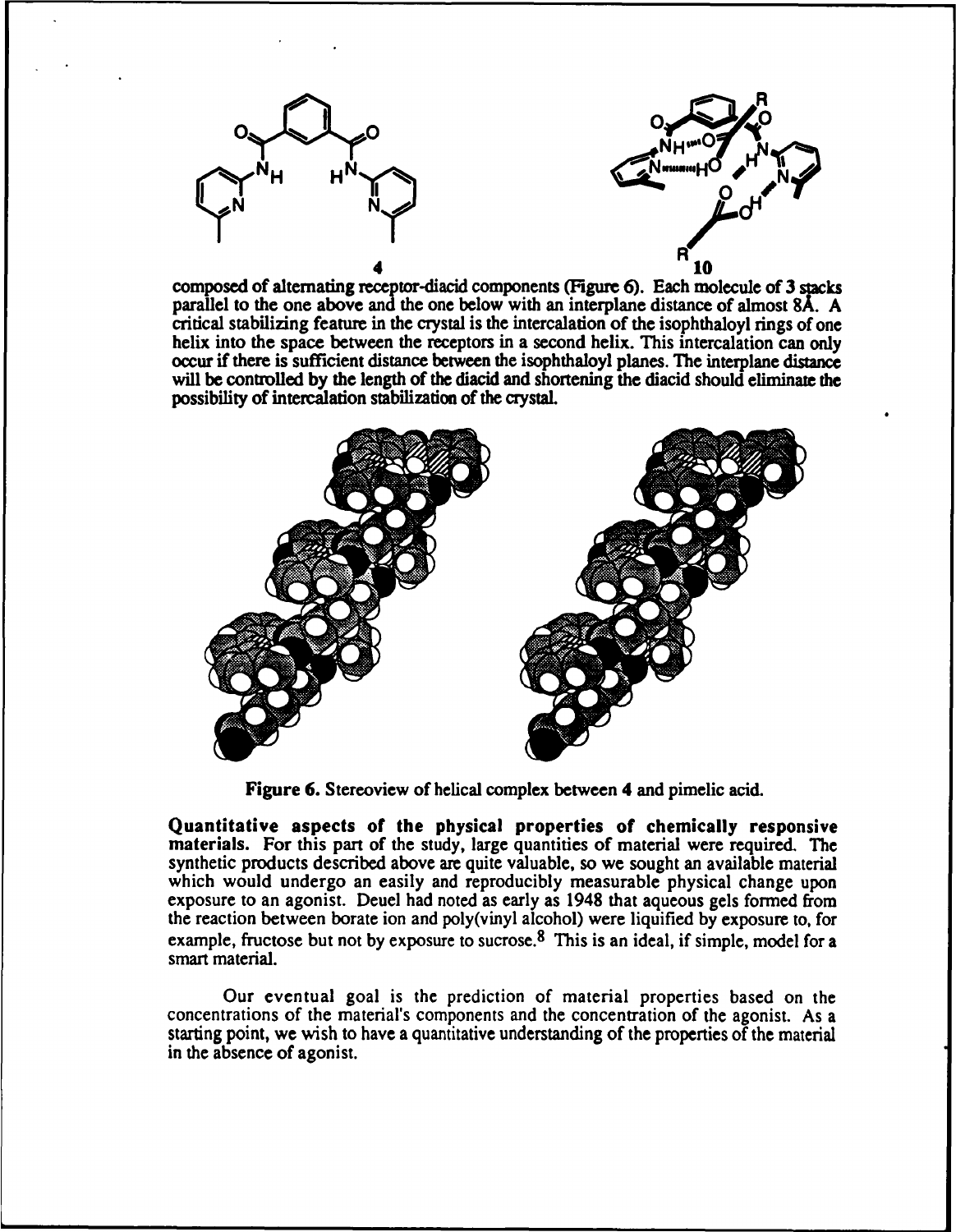composed of alternating receptor-diacid components (Figure 6). Each molecule of **3** stacks parallel to the one above and the one below with an interplane distance of almost 8Å. A critical stabilizing feature in the crystal is the intercalation of the isophthaloyl rings of one helix into the space between the receptors in a second helix. This intercalation can only occur if there is sufficient distance between the isophthaloyl planes. The interplane distance will be controlled by the length of the diacid and shortening the diacid should eliminate the possibility of intercalation stabilization of the crystal.

**Figure 6.** Stereoview of helical complex between **4** and pimelic acid.

**Quantitative aspects of the physical properties of chemically responsive materials.** For this part of the study, large quantities of material were required. The synthetic products described above are quite valuable, so we sought an available material which would undergo an easily and reproducibly measurable physical change upon exposure to an agonist. Deuel had noted as early as 1948 that aqueous gels formed from the reaction between borate ion and poly(vinyl alcohol) were liquified by exposure to, for example, fructose but not by exposure to sucrose.[8] This is an ideal, if simple, model for a smart material.

Our eventual goal is the prediction of material properties based on the concentrations of the material's components and the concentration of the agonist. As a starting point, we wish to have a quantitative understanding of the properties of the material in the absence of agonist.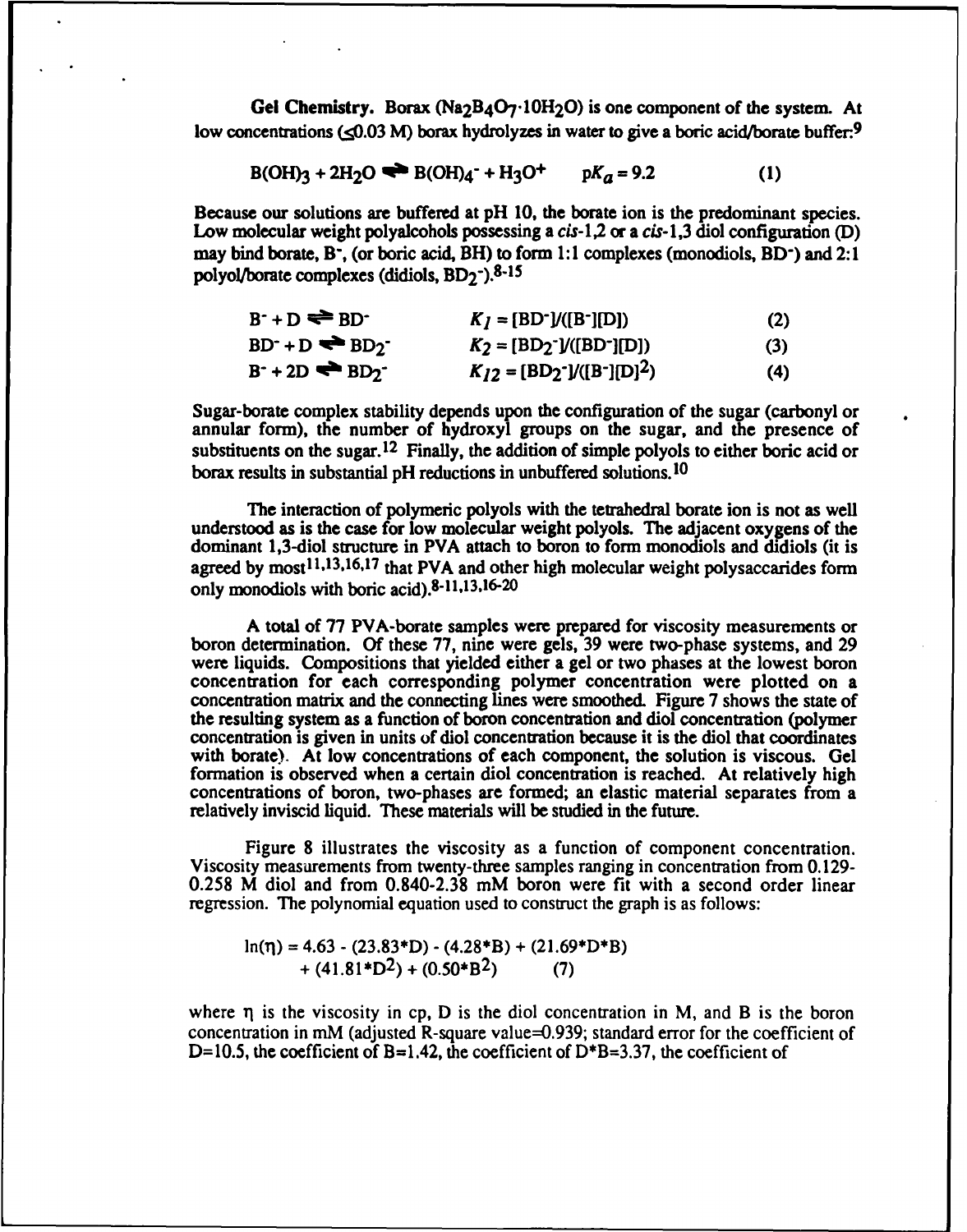**Gel Chemistry.** Borax ($Na_2B_4O_7 \cdot 10H_2O$) is one component of the system. At low concentrations ($\leq$0.03 M) borax hydrolyzes in water to give a boric acid/borate buffer:[9]

$$B(OH)_3 + 2H_2O \rightleftharpoons B(OH)_4^- + H_3O^+ \qquad pK_a = 9.2 \qquad (1)$$

Because our solutions are buffered at pH 10, the borate ion is the predominant species. Low molecular weight polyalcohols possessing a *cis*-1,2 or a *cis*-1,3 diol configuration (D) may bind borate, $B^-$, (or boric acid, BH) to form 1:1 complexes (monodiols, $BD^-$) and 2:1 polyol/borate complexes (didiols, $BD_2^-$).[8-15]

$$B^- + D \rightleftharpoons BD^- \qquad K_1 = [BD^-]/([B^-][D]) \qquad (2)$$

$$BD^- + D \rightleftharpoons BD_2^- \qquad K_2 = [BD_2^-]/([BD^-][D]) \qquad (3)$$

$$B^- + 2D \rightleftharpoons BD_2^- \qquad K_{12} = [BD_2^-]/([B^-][D]^2) \qquad (4)$$

Sugar-borate complex stability depends upon the configuration of the sugar (carbonyl or annular form), the number of hydroxyl groups on the sugar, and the presence of substituents on the sugar.[12] Finally, the addition of simple polyols to either boric acid or borax results in substantial pH reductions in unbuffered solutions.[10]

The interaction of polymeric polyols with the tetrahedral borate ion is not as well understood as is the case for low molecular weight polyols. The adjacent oxygens of the dominant 1,3-diol structure in PVA attach to boron to form monodiols and didiols (it is agreed by most[11,13,16,17] that PVA and other high molecular weight polysaccarides form only monodiols with boric acid).[8-11,13,16-20]

A total of 77 PVA-borate samples were prepared for viscosity measurements or boron determination. Of these 77, nine were gels, 39 were two-phase systems, and 29 were liquids. Compositions that yielded either a gel or two phases at the lowest boron concentration for each corresponding polymer concentration were plotted on a concentration matrix and the connecting lines were smoothed. Figure 7 shows the state of the resulting system as a function of boron concentration and diol concentration (polymer concentration is given in units of diol concentration because it is the diol that coordinates with borate). At low concentrations of each component, the solution is viscous. Gel formation is observed when a certain diol concentration is reached. At relatively high concentrations of boron, two-phases are formed; an elastic material separates from a relatively inviscid liquid. These materials will be studied in the future.

Figure 8 illustrates the viscosity as a function of component concentration. Viscosity measurements from twenty-three samples ranging in concentration from 0.129-0.258 M diol and from 0.840-2.38 mM boron were fit with a second order linear regression. The polynomial equation used to construct the graph is as follows:

$$\ln(\eta) = 4.63 - (23.83{*}D) - (4.28{*}B) + (21.69{*}D{*}B) + (41.81{*}D^2) + (0.50{*}B^2) \qquad (7)$$

where $\eta$ is the viscosity in cp, D is the diol concentration in M, and B is the boron concentration in mM (adjusted R-square value=0.939; standard error for the coefficient of D=10.5, the coefficient of B=1.42, the coefficient of D*B=3.37, the coefficient of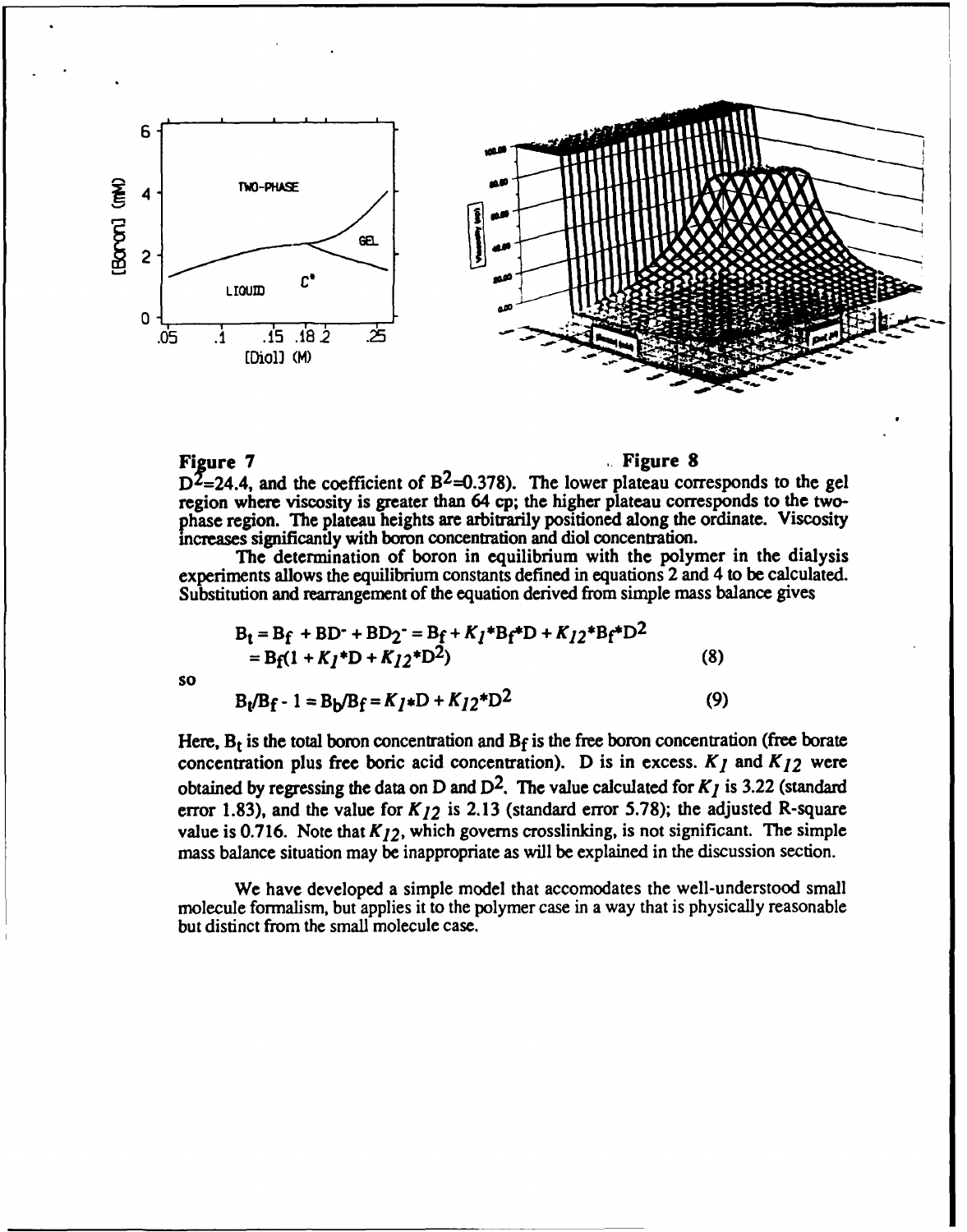**Figure 7** **Figure 8**

$D^2$=24.4, and the coefficient of $B^2$=0.378). The lower plateau corresponds to the gel region where viscosity is greater than 64 cp; the higher plateau corresponds to the two-phase region. The plateau heights are arbitrarily positioned along the ordinate. Viscosity increases significantly with boron concentration and diol concentration.

The determination of boron in equilibrium with the polymer in the dialysis experiments allows the equilibrium constants defined in equations 2 and 4 to be calculated. Substitution and rearrangement of the equation derived from simple mass balance gives

$$B_t = B_f + BD^- + BD_2^- = B_f + K_1{*}B_f{*}D + K_{12}{*}B_f{*}D^2$$
$$= B_f(1 + K_1{*}D + K_{12}{*}D^2) \qquad (8)$$

so

$$B_t/B_f - 1 = B_b/B_f = K_1{*}D + K_{12}{*}D^2 \qquad (9)$$

Here, $B_t$ is the total boron concentration and $B_f$ is the free boron concentration (free borate concentration plus free boric acid concentration). D is in excess. $K_1$ and $K_{12}$ were obtained by regressing the data on D and $D^2$. The value calculated for $K_1$ is 3.22 (standard error 1.83), and the value for $K_{12}$ is 2.13 (standard error 5.78); the adjusted R-square value is 0.716. Note that $K_{12}$, which governs crosslinking, is not significant. The simple mass balance situation may be inappropriate as will be explained in the discussion section.

We have developed a simple model that accomodates the well-understood small molecule formalism, but applies it to the polymer case in a way that is physically reasonable but distinct from the small molecule case.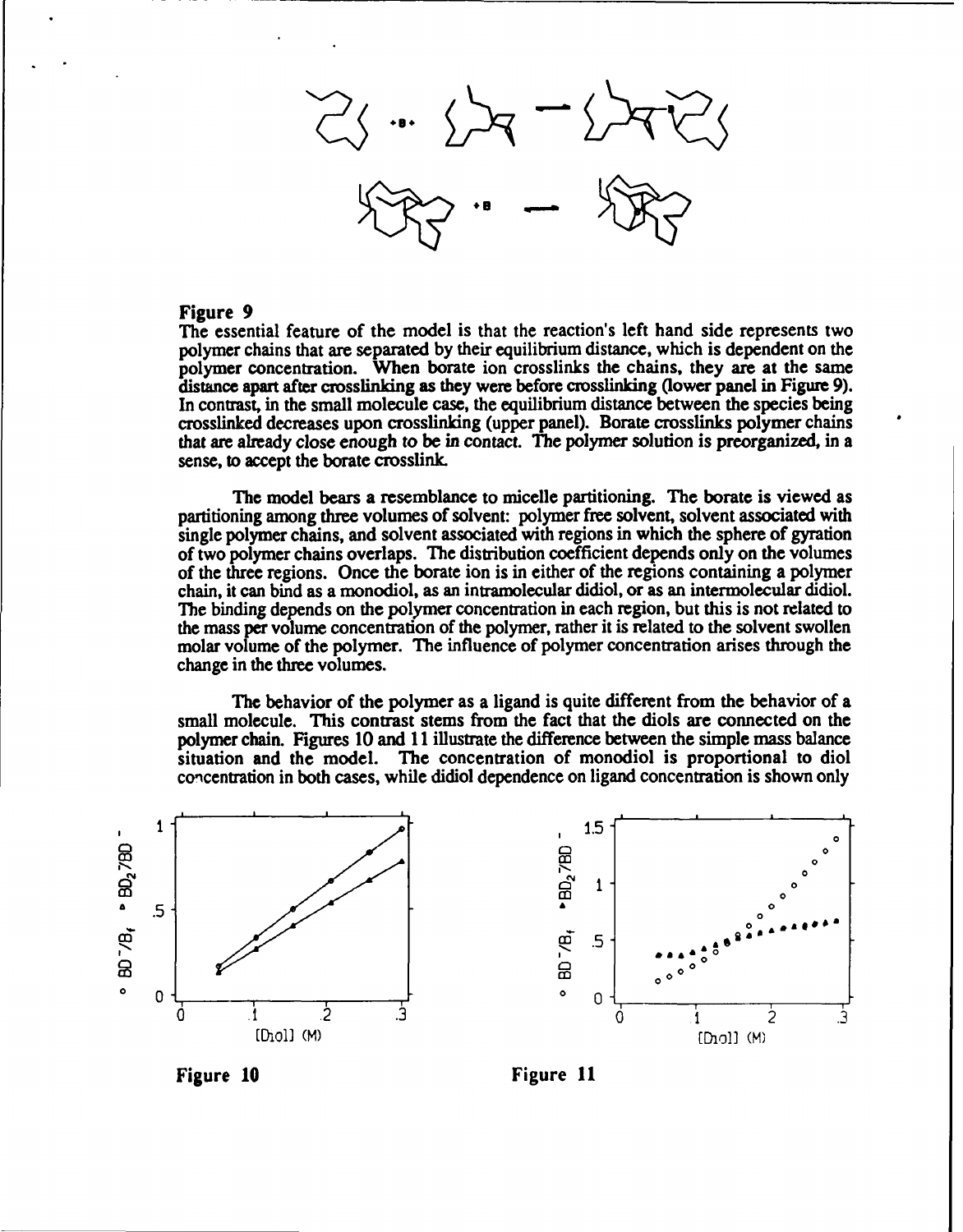**Figure 9**
The essential feature of the model is that the reaction's left hand side represents two polymer chains that are separated by their equilibrium distance, which is dependent on the polymer concentration. When borate ion crosslinks the chains, they are at the same distance apart after crosslinking as they were before crosslinking (lower panel in Figure 9). In contrast, in the small molecule case, the equilibrium distance between the species being crosslinked decreases upon crosslinking (upper panel). Borate crosslinks polymer chains that are already close enough to be in contact. The polymer solution is preorganized, in a sense, to accept the borate crosslink.

The model bears a resemblance to micelle partitioning. The borate is viewed as partitioning among three volumes of solvent: polymer free solvent, solvent associated with single polymer chains, and solvent associated with regions in which the sphere of gyration of two polymer chains overlaps. The distribution coefficient depends only on the volumes of the three regions. Once the borate ion is in either of the regions containing a polymer chain, it can bind as a monodiol, as an intramolecular didiol, or as an intermolecular didiol. The binding depends on the polymer concentration in each region, but this is not related to the mass per volume concentration of the polymer, rather it is related to the solvent swollen molar volume of the polymer. The influence of polymer concentration arises through the change in the three volumes.

The behavior of the polymer as a ligand is quite different from the behavior of a small molecule. This contrast stems from the fact that the diols are connected on the polymer chain. Figures 10 and 11 illustrate the difference between the simple mass balance situation and the model. The concentration of monodiol is proportional to diol concentration in both cases, while didiol dependence on ligand concentration is shown only

**Figure 10**

**Figure 11**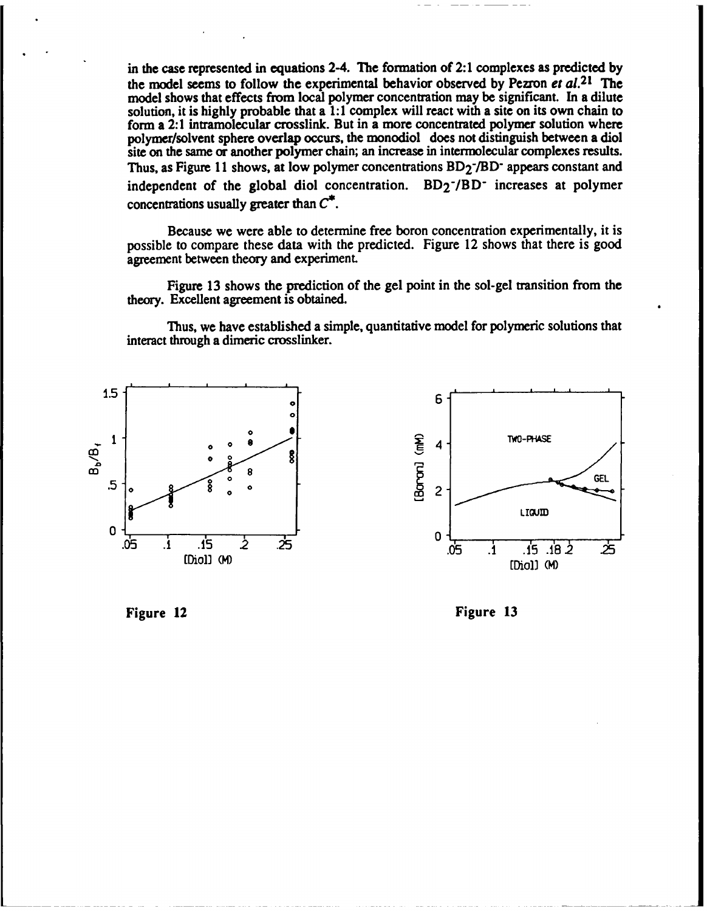in the case represented in equations 2-4. The formation of 2:1 complexes as predicted by the model seems to follow the experimental behavior observed by Pezron *et al.*[21] The model shows that effects from local polymer concentration may be significant. In a dilute solution, it is highly probable that a 1:1 complex will react with a site on its own chain to form a 2:1 intramolecular crosslink. But in a more concentrated polymer solution where polymer/solvent sphere overlap occurs, the monodiol does not distinguish between a diol site on the same or another polymer chain; an increase in intermolecular complexes results. Thus, as Figure 11 shows, at low polymer concentrations $BD_2^-/BD^-$ appears constant and independent of the global diol concentration. $BD_2^-/BD^-$ increases at polymer concentrations usually greater than $C^*$.

Because we were able to determine free boron concentration experimentally, it is possible to compare these data with the predicted. Figure 12 shows that there is good agreement between theory and experiment.

Figure 13 shows the prediction of the gel point in the sol-gel transition from the theory. Excellent agreement is obtained.

Thus, we have established a simple, quantitative model for polymeric solutions that interact through a dimeric crosslinker.

Figure 12

Figure 13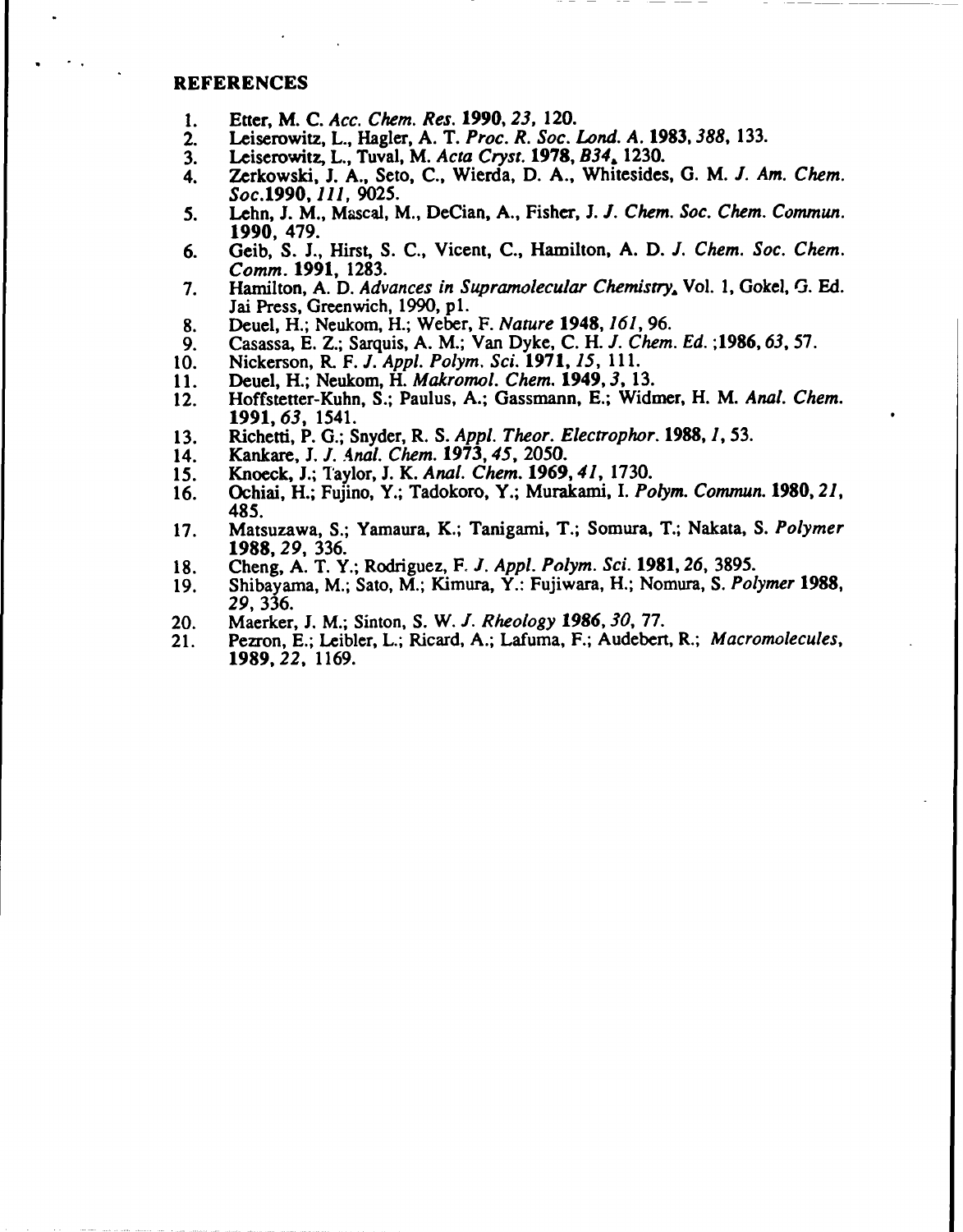## REFERENCES

1. Etter, M. C. *Acc. Chem. Res.* **1990**, *23*, 120.
2. Leiserowitz, L., Hagler, A. T. *Proc. R. Soc. Lond. A.* **1983**, *388*, 133.
3. Leiserowitz, L., Tuval, M. *Acta Cryst.* **1978**, *B34*, 1230.
4. Zerkowski, J. A., Seto, C., Wierda, D. A., Whitesides, G. M. *J. Am. Chem. Soc.* **1990**, *111*, 9025.
5. Lehn, J. M., Mascal, M., DeCian, A., Fisher, J. *J. Chem. Soc. Chem. Commun.* **1990**, 479.
6. Geib, S. J., Hirst, S. C., Vicent, C., Hamilton, A. D. *J. Chem. Soc. Chem. Comm.* **1991**, 1283.
7. Hamilton, A. D. *Advances in Supramolecular Chemistry*, Vol. 1, Gokel, G. Ed. Jai Press, Greenwich, 1990, p1.
8. Deuel, H.; Neukom, H.; Weber, F. *Nature* **1948**, *161*, 96.
9. Casassa, E. Z.; Sarquis, A. M.; Van Dyke, C. H. *J. Chem. Ed.* ;**1986**, *63*, 57.
10. Nickerson, R. F. *J. Appl. Polym. Sci.* **1971**, *15*, 111.
11. Deuel, H.; Neukom, H. *Makromol. Chem.* **1949**, *3*, 13.
12. Hoffstetter-Kuhn, S.; Paulus, A.; Gassmann, E.; Widmer, H. M. *Anal. Chem.* **1991**, *63*, 1541.
13. Richetti, P. G.; Snyder, R. S. *Appl. Theor. Electrophor.* **1988**, *1*, 53.
14. Kankare, J. *J. Anal. Chem.* **1973**, *45*, 2050.
15. Knoeck, J.; Taylor, J. K. *Anal. Chem.* **1969**, *41*, 1730.
16. Ochiai, H.; Fujino, Y.; Tadokoro, Y.; Murakami, I. *Polym. Commun.* **1980**, *21*, 485.
17. Matsuzawa, S.; Yamaura, K.; Tanigami, T.; Somura, T.; Nakata, S. *Polymer* **1988**, *29*, 336.
18. Cheng, A. T. Y.; Rodriguez, F. *J. Appl. Polym. Sci.* **1981**, *26*, 3895.
19. Shibayama, M.; Sato, M.; Kimura, Y.: Fujiwara, H.; Nomura, S. *Polymer* **1988**, *29*, 336.
20. Maerker, J. M.; Sinton, S. W. *J. Rheology* **1986**, *30*, 77.
21. Pezron, E.; Leibler, L.; Ricard, A.; Lafuma, F.; Audebert, R.; *Macromolecules*, **1989**, *22*, 1169.